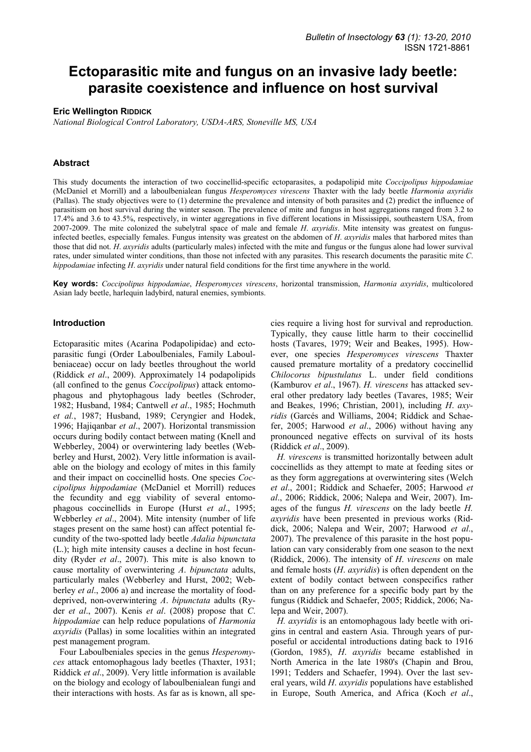# Ectoparasitic mite and fungus on an invasive lady beetle: parasite coexistence and influence on host survival

**Eric Wellington RIDDICK**

*National Biological Control Laboratory, USDA-ARS, Stoneville MS, USA*

## Abstract

This study documents the interaction of two coccinellid-specific ectoparasites, a podapolipid mite *Coccipolipus hippodamiae* (McDaniel et Morrill) and a laboulbenialean fungus *Hesperomyces virescens* Thaxter with the lady beetle *Harmonia axyridis* (Pallas). The study objectives were to (1) determine the prevalence and intensity of both parasites and (2) predict the influence of parasitism on host survival during the winter season. The prevalence of mite and fungus in host aggregations ranged from 3.2 to 17.4% and 3.6 to 43.5%, respectively, in winter aggregations in five different locations in Mississippi, southeastern USA, from 2007-2009. The mite colonized the subelytral space of male and female *H. axyridis*. Mite intensity was greatest on fungus-infected beetles, especially females. Fungus intensity was greatest on the abdomen of *H. axyridis* males that harbored mites than those that did not. *H. axyridis* adults (particularly males) infected with the mite and fungus or the fungus alone had lower survival rates, under simulated winter conditions, than those not infected with any parasites. This research documents the parasitic mite *C. hippodamiae* infecting *H. axyridis* under natural field conditions for the first time anywhere in the world.

**Key words:** *Coccipolipus hippodamiae*, *Hesperomyces virescens*, horizontal transmission, *Harmonia axyridis*, multicolored Asian lady beetle, harlequin ladybird, natural enemies, symbionts.

## Introduction

Ectoparasitic mites (Acarina Podapolipidae) and ectoparasitic fungi (Order Laboulbeniales, Family Laboulbeniaceae) occur on lady beetles throughout the world (Riddick *et al*., 2009). Approximately 14 podapolipids (all confined to the genus *Coccipolipus*) attack entomophagous and phytophagous lady beetles (Schroder, 1982; Husband, 1984; Cantwell *et al*., 1985; Hochmuth *et al.*, 1987; Husband, 1989; Ceryngier and Hodek, 1996; Hajiqanbar *et al*., 2007). Horizontal transmission occurs during bodily contact between mating (Knell and Webberley, 2004) or overwintering lady beetles (Webberley and Hurst, 2002). Very little information is available on the biology and ecology of mites in this family and their impact on coccinellid hosts. One species *Coccipolipus hippodamiae* (McDaniel et Morrill) reduces the fecundity and egg viability of several entomophagous coccinellids in Europe (Hurst *et al*., 1995; Webberley *et al*., 2004). Mite intensity (number of life stages present on the same host) can affect potential fecundity of the two-spotted lady beetle *Adalia bipunctata* (L.); high mite intensity causes a decline in host fecundity (Ryder *et al*., 2007). This mite is also known to cause mortality of overwintering *A*. *bipunctata* adults, particularly males (Webberley and Hurst, 2002; Webberley *et al*., 2006 a) and increase the mortality of food-deprived, non-overwintering *A*. *bipunctata* adults (Ryder *et al*., 2007). Kenis *et al*. (2008) propose that *C. hippodamiae* can help reduce populations of *Harmonia axyridis* (Pallas) in some localities within an integrated pest management program.

Four Laboulbeniales species in the genus *Hesperomyces* attack entomophagous lady beetles (Thaxter, 1931; Riddick *et al*., 2009). Very little information is available on the biology and ecology of laboulbenialean fungi and their interactions with hosts. As far as is known, all species require a living host for survival and reproduction. Typically, they cause little harm to their coccinellid hosts (Tavares, 1979; Weir and Beakes, 1995). However, one species *Hesperomyces virescens* Thaxter caused premature mortality of a predatory coccinellid *Chilocorus bipustulatus* L. under field conditions (Kamburov *et al*., 1967). *H. virescens* has attacked several other predatory lady beetles (Tavares, 1985; Weir and Beakes, 1996; Christian, 2001), including *H*. *axyridis* (Garcés and Williams, 2004; Riddick and Schaefer, 2005; Harwood *et al*., 2006) without having any pronounced negative effects on survival of its hosts (Riddick *et al*., 2009).

*H. virescens* is transmitted horizontally between adult coccinellids as they attempt to mate at feeding sites or as they form aggregations at overwintering sites (Welch *et al*., 2001; Riddick and Schaefer, 2005; Harwood *et al*., 2006; Riddick, 2006; Nalepa and Weir, 2007). Images of the fungus *H. virescens* on the lady beetle *H. axyridis* have been presented in previous works (Riddick, 2006; Nalepa and Weir, 2007; Harwood *et al*., 2007). The prevalence of this parasite in the host population can vary considerably from one season to the next (Riddick, 2006). The intensity of *H. virescens* on male and female hosts (*H. axyridis*) is often dependent on the extent of bodily contact between conspecifics rather than on any preference for a specific body part by the fungus (Riddick and Schaefer, 2005; Riddick, 2006; Nalepa and Weir, 2007).

*H. axyridis* is an entomophagous lady beetle with origins in central and eastern Asia. Through years of purposeful or accidental introductions dating back to 1916 (Gordon, 1985), *H*. *axyridis* became established in North America in the late 1980's (Chapin and Brou, 1991; Tedders and Schaefer, 1994). Over the last several years, wild *H. axyridis* populations have established in Europe, South America, and Africa (Koch *et al*.,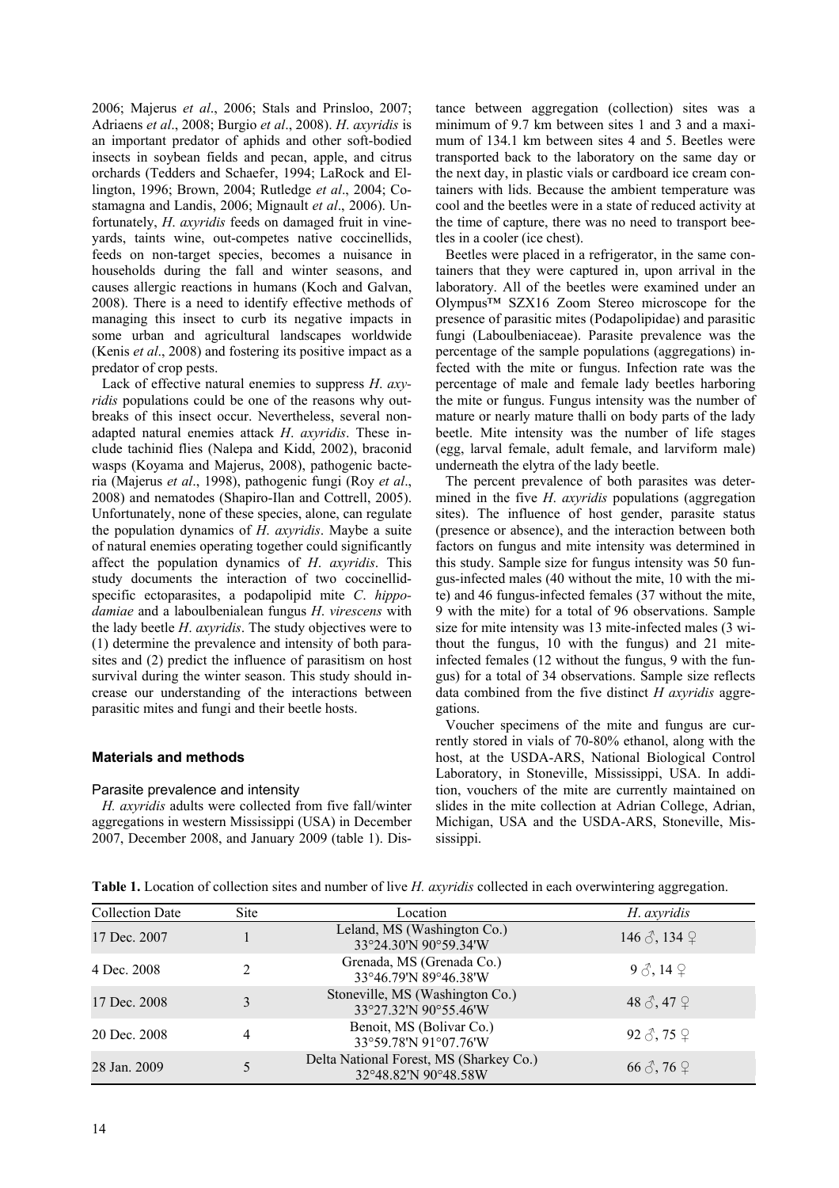2006; Majerus *et al*., 2006; Stals and Prinsloo, 2007; Adriaens *et al*., 2008; Burgio *et al*., 2008). *H. axyridis* is an important predator of aphids and other soft-bodied insects in soybean fields and pecan, apple, and citrus orchards (Tedders and Schaefer, 1994; LaRock and Ellington, 1996; Brown, 2004; Rutledge *et al*., 2004; Costamagna and Landis, 2006; Mignault *et al*., 2006). Unfortunately, *H. axyridis* feeds on damaged fruit in vineyards, taints wine, out-competes native coccinellids, feeds on non-target species, becomes a nuisance in households during the fall and winter seasons, and causes allergic reactions in humans (Koch and Galvan, 2008). There is a need to identify effective methods of managing this insect to curb its negative impacts in some urban and agricultural landscapes worldwide (Kenis *et al*., 2008) and fostering its positive impact as a predator of crop pests.

Lack of effective natural enemies to suppress *H. axyridis* populations could be one of the reasons why outbreaks of this insect occur. Nevertheless, several non-adapted natural enemies attack *H. axyridis*. These include tachinid flies (Nalepa and Kidd, 2002), braconid wasps (Koyama and Majerus, 2008), pathogenic bacteria (Majerus *et al*., 1998), pathogenic fungi (Roy *et al*., 2008) and nematodes (Shapiro-Ilan and Cottrell, 2005). Unfortunately, none of these species, alone, can regulate the population dynamics of *H. axyridis*. Maybe a suite of natural enemies operating together could significantly affect the population dynamics of *H. axyridis*. This study documents the interaction of two coccinellid-specific ectoparasites, a podapolipid mite *C. hippodamiae* and a laboulbenialean fungus *H. virescens* with the lady beetle *H. axyridis*. The study objectives were to (1) determine the prevalence and intensity of both parasites and (2) predict the influence of parasitism on host survival during the winter season. This study should increase our understanding of the interactions between parasitic mites and fungi and their beetle hosts.

## Materials and methods

### Parasite prevalence and intensity

*H. axyridis* adults were collected from five fall/winter aggregations in western Mississippi (USA) in December 2007, December 2008, and January 2009 (table 1). Distance between aggregation (collection) sites was a minimum of 9.7 km between sites 1 and 3 and a maximum of 134.1 km between sites 4 and 5. Beetles were transported back to the laboratory on the same day or the next day, in plastic vials or cardboard ice cream containers with lids. Because the ambient temperature was cool and the beetles were in a state of reduced activity at the time of capture, there was no need to transport beetles in a cooler (ice chest).

Beetles were placed in a refrigerator, in the same containers that they were captured in, upon arrival in the laboratory. All of the beetles were examined under an Olympus™ SZX16 Zoom Stereo microscope for the presence of parasitic mites (Podapolipidae) and parasitic fungi (Laboulbeniaceae). Parasite prevalence was the percentage of the sample populations (aggregations) infected with the mite or fungus. Infection rate was the percentage of male and female lady beetles harboring the mite or fungus. Fungus intensity was the number of mature or nearly mature thalli on body parts of the lady beetle. Mite intensity was the number of life stages (egg, larval female, adult female, and larviform male) underneath the elytra of the lady beetle.

The percent prevalence of both parasites was determined in the five *H. axyridis* populations (aggregation sites). The influence of host gender, parasite status (presence or absence), and the interaction between both factors on fungus and mite intensity was determined in this study. Sample size for fungus intensity was 50 fungus-infected males (40 without the mite, 10 with the mite) and 46 fungus-infected females (37 without the mite, 9 with the mite) for a total of 96 observations. Sample size for mite intensity was 13 mite-infected males (3 without the fungus, 10 with the fungus) and 21 mite-infected females (12 without the fungus, 9 with the fungus) for a total of 34 observations. Sample size reflects data combined from the five distinct *H axyridis* aggregations.

Voucher specimens of the mite and fungus are currently stored in vials of 70-80% ethanol, along with the host, at the USDA-ARS, National Biological Control Laboratory, in Stoneville, Mississippi, USA. In addition, vouchers of the mite are currently maintained on slides in the mite collection at Adrian College, Adrian, Michigan, USA and the USDA-ARS, Stoneville, Mississippi.

**Table 1.** Location of collection sites and number of live *H. axyridis* collected in each overwintering aggregation.

| Collection Date | Site | Location | *H. axyridis* |
|---|---|---|---|
| 17 Dec. 2007 | 1 | Leland, MS (Washington Co.) 33°24.30'N 90°59.34'W | 146 ♂, 134 ♀ |
| 4 Dec. 2008 | 2 | Grenada, MS (Grenada Co.) 33°46.79'N 89°46.38'W | 9 ♂, 14 ♀ |
| 17 Dec. 2008 | 3 | Stoneville, MS (Washington Co.) 33°27.32'N 90°55.46'W | 48 ♂, 47 ♀ |
| 20 Dec. 2008 | 4 | Benoit, MS (Bolivar Co.) 33°59.78'N 91°07.76'W | 92 ♂, 75 ♀ |
| 28 Jan. 2009 | 5 | Delta National Forest, MS (Sharkey Co.) 32°48.82'N 90°48.58W | 66 ♂, 76 ♀ |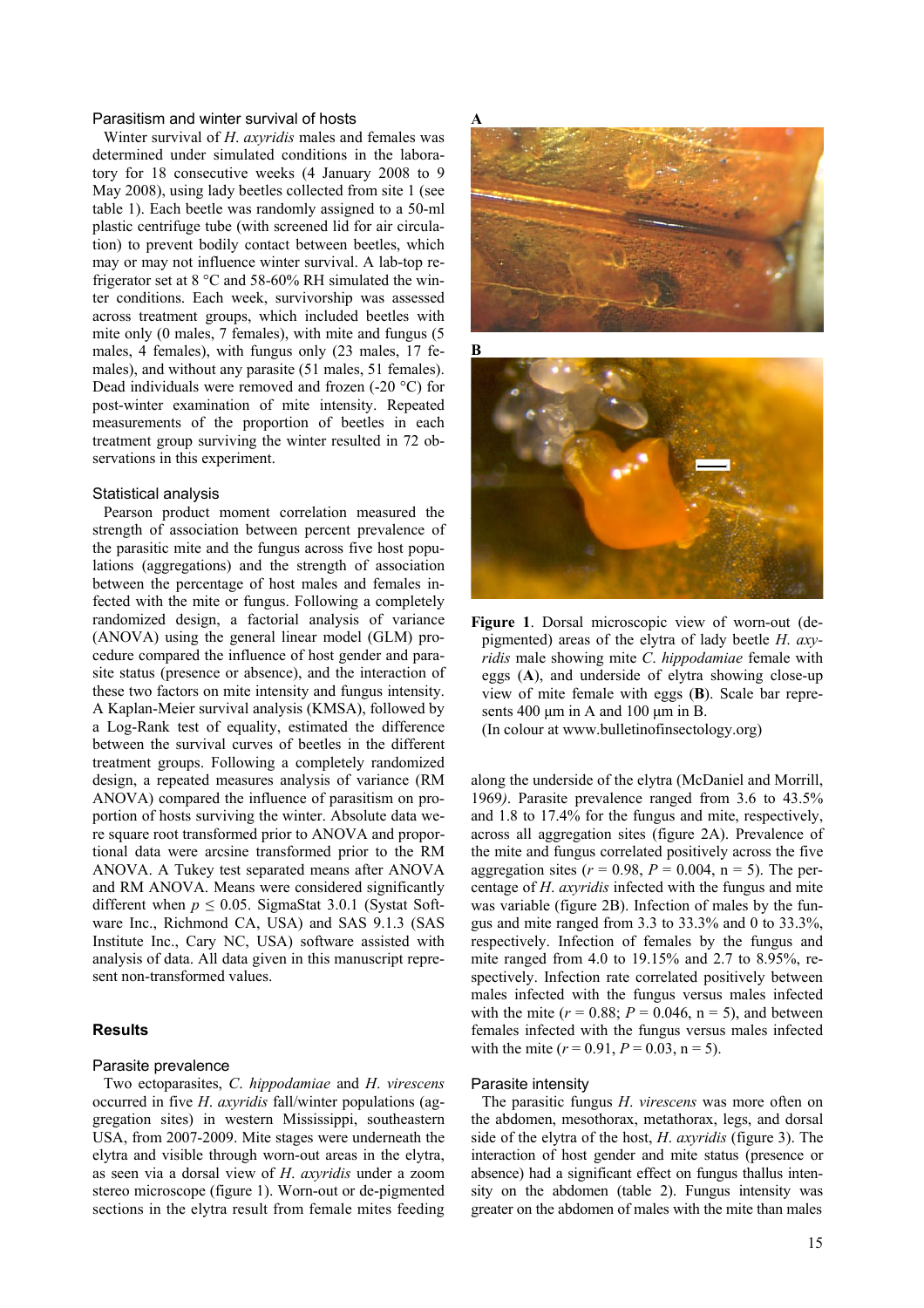### Parasitism and winter survival of hosts

Winter survival of *H. axyridis* males and females was determined under simulated conditions in the laboratory for 18 consecutive weeks (4 January 2008 to 9 May 2008), using lady beetles collected from site 1 (see table 1). Each beetle was randomly assigned to a 50-ml plastic centrifuge tube (with screened lid for air circulation) to prevent bodily contact between beetles, which may or may not influence winter survival. A lab-top refrigerator set at 8 °C and 58-60% RH simulated the winter conditions. Each week, survivorship was assessed across treatment groups, which included beetles with mite only (0 males, 7 females), with mite and fungus (5 males, 4 females), with fungus only (23 males, 17 females), and without any parasite (51 males, 51 females). Dead individuals were removed and frozen (-20 °C) for post-winter examination of mite intensity. Repeated measurements of the proportion of beetles in each treatment group surviving the winter resulted in 72 observations in this experiment.

### Statistical analysis

Pearson product moment correlation measured the strength of association between percent prevalence of the parasitic mite and the fungus across five host populations (aggregations) and the strength of association between the percentage of host males and females infected with the mite or fungus. Following a completely randomized design, a factorial analysis of variance (ANOVA) using the general linear model (GLM) procedure compared the influence of host gender and parasite status (presence or absence), and the interaction of these two factors on mite intensity and fungus intensity. A Kaplan-Meier survival analysis (KMSA), followed by a Log-Rank test of equality, estimated the difference between the survival curves of beetles in the different treatment groups. Following a completely randomized design, a repeated measures analysis of variance (RM ANOVA) compared the influence of parasitism on proportion of hosts surviving the winter. Absolute data were square root transformed prior to ANOVA and proportional data were arcsine transformed prior to the RM ANOVA. A Tukey test separated means after ANOVA and RM ANOVA. Means were considered significantly different when $p \leq 0.05$. SigmaStat 3.0.1 (Systat Software Inc., Richmond CA, USA) and SAS 9.1.3 (SAS Institute Inc., Cary NC, USA) software assisted with analysis of data. All data given in this manuscript represent non-transformed values.

## Results

### Parasite prevalence

Two ectoparasites, *C. hippodamiae* and *H. virescens* occurred in five *H. axyridis* fall/winter populations (aggregation sites) in western Mississippi, southeastern USA, from 2007-2009. Mite stages were underneath the elytra and visible through worn-out areas in the elytra, as seen via a dorsal view of *H. axyridis* under a zoom stereo microscope (figure 1). Worn-out or de-pigmented sections in the elytra result from female mites feeding along the underside of the elytra (McDaniel and Morrill, 1969). Parasite prevalence ranged from 3.6 to 43.5% and 1.8 to 17.4% for the fungus and mite, respectively, across all aggregation sites (figure 2A). Prevalence of the mite and fungus correlated positively across the five aggregation sites ($r = 0.98$, $P = 0.004$, $n = 5$). The percentage of *H. axyridis* infected with the fungus and mite was variable (figure 2B). Infection of males by the fungus and mite ranged from 3.3 to 33.3% and 0 to 33.3%, respectively. Infection of females by the fungus and mite ranged from 4.0 to 19.15% and 2.7 to 8.95%, respectively. Infection rate correlated positively between males infected with the fungus versus males infected with the mite ($r = 0.88$; $P = 0.046$, $n = 5$), and between females infected with the fungus versus males infected with the mite ($r = 0.91$, $P = 0.03$, $n = 5$).

A

B

**Figure 1**. Dorsal microscopic view of worn-out (de-pigmented) areas of the elytra of lady beetle *H. axyridis* male showing mite *C. hippodamiae* female with eggs (**A**), and underside of elytra showing close-up view of mite female with eggs (**B**). Scale bar represents 400 µm in A and 100 µm in B.
(In colour at www.bulletinofinsectology.org)

### Parasite intensity

The parasitic fungus *H. virescens* was more often on the abdomen, mesothorax, metathorax, legs, and dorsal side of the elytra of the host, *H. axyridis* (figure 3). The interaction of host gender and mite status (presence or absence) had a significant effect on fungus thallus intensity on the abdomen (table 2). Fungus intensity was greater on the abdomen of males with the mite than males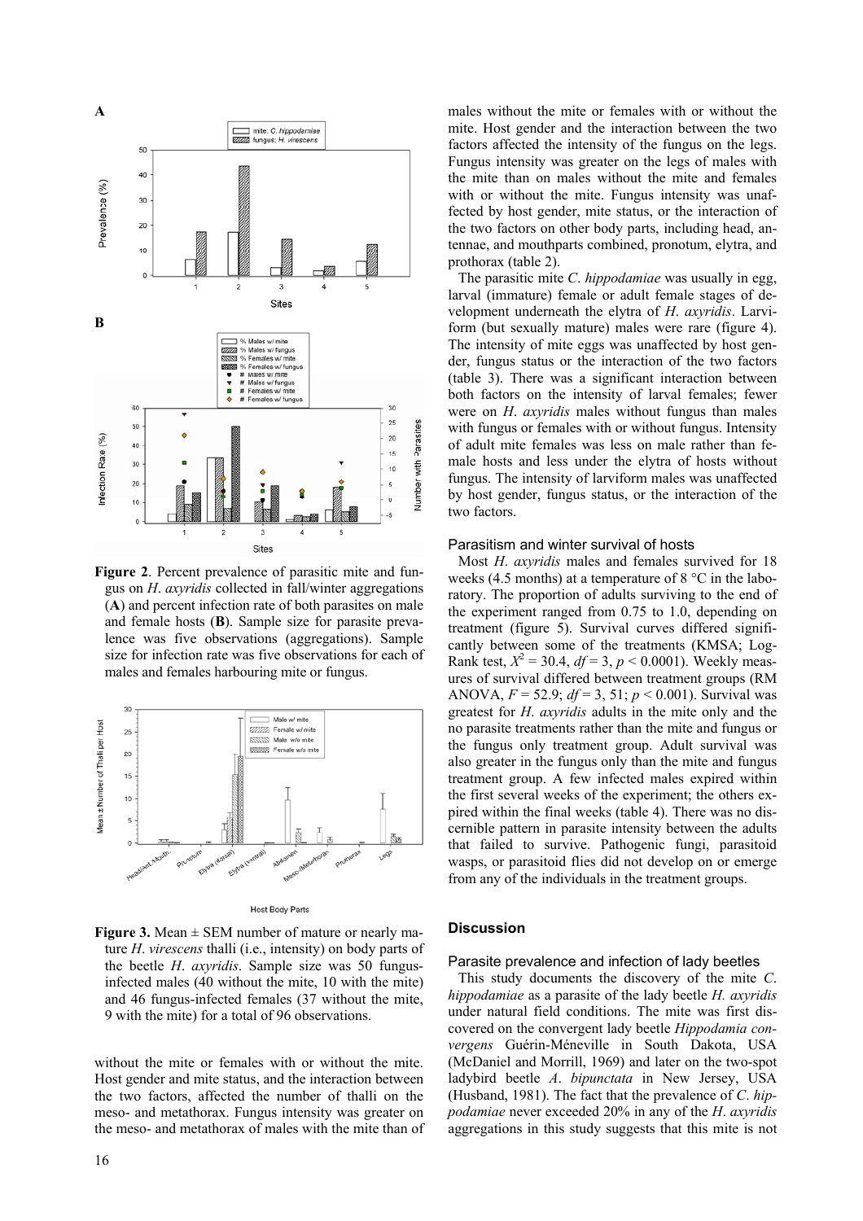A

mite: C. hippodamiae
fungus: H. virescens

Prevalence (%)

50
40
30
20
10
0

1 2 3 4 5

Sites

B

% Males w/ mite
% Males w/ fungus
% Females w/ mite
% Females w/ fungus
# Males w/ mite
# Males w/ fungus
# Females w/ mite
# Females w/ fungus

Infection Rate (%)

60
50
40
30
20
10
0

Number with Parasites

30
25
20
15
10
5
0
-5

1 2 3 4 5

Sites

**Figure 2**. Percent prevalence of parasitic mite and fungus on *H. axyridis* collected in fall/winter aggregations (**A**) and percent infection rate of both parasites on male and female hosts (**B**). Sample size for parasite prevalence was five observations (aggregations). Sample size for infection rate was five observations for each of males and females harbouring mite or fungus.

Male w/ mite
Female w/ mite
Male w/o mite
Female w/o mite

Mean ± Number of Thalli per Host

30
25
20
15
10
5
0

Head/Ant./Mouth. Pronotum Elytra (dorsal) Elytra (ventral) Abdomen Meso-/Metathorax Prothorax Legs

Host Body Parts

**Figure 3.** Mean ± SEM number of mature or nearly mature *H. virescens* thalli (i.e., intensity) on body parts of the beetle *H. axyridis*. Sample size was 50 fungus-infected males (40 without the mite, 10 with the mite) and 46 fungus-infected females (37 without the mite, 9 with the mite) for a total of 96 observations.

without the mite or females with or without the mite. Host gender and mite status, and the interaction between the two factors, affected the number of thalli on the meso- and metathorax. Fungus intensity was greater on the meso- and metathorax of males with the mite than of males without the mite or females with or without the mite. Host gender and the interaction between the two factors affected the intensity of the fungus on the legs. Fungus intensity was greater on the legs of males with the mite than on males without the mite and females with or without the mite. Fungus intensity was unaffected by host gender, mite status, or the interaction of the two factors on other body parts, including head, antennae, and mouthparts combined, pronotum, elytra, and prothorax (table 2).

The parasitic mite *C. hippodamiae* was usually in egg, larval (immature) female or adult female stages of development underneath the elytra of *H. axyridis*. Larviform (but sexually mature) males were rare (figure 4). The intensity of mite eggs was unaffected by host gender, fungus status or the interaction of the two factors (table 3). There was a significant interaction between both factors on the intensity of larval females; fewer were on *H. axyridis* males without fungus than males with fungus or females with or without fungus. Intensity of adult mite females was less on male rather than female hosts and less under the elytra of hosts without fungus. The intensity of larviform males was unaffected by host gender, fungus status, or the interaction of the two factors.

### Parasitism and winter survival of hosts

Most *H. axyridis* males and females survived for 18 weeks (4.5 months) at a temperature of 8 °C in the laboratory. The proportion of adults surviving to the end of the experiment ranged from 0.75 to 1.0, depending on treatment (figure 5). Survival curves differed significantly between some of the treatments (KMSA; Log-Rank test, $X^2 = 30.4$, $df = 3$, $p < 0.0001$). Weekly measures of survival differed between treatment groups (RM ANOVA, $F = 52.9$; $df = 3, 51$; $p < 0.001$). Survival was greatest for *H. axyridis* adults in the mite only and the no parasite treatments rather than the mite and fungus or the fungus only treatment group. Adult survival was also greater in the fungus only than the mite and fungus treatment group. A few infected males expired within the first several weeks of the experiment; the others expired within the final weeks (table 4). There was no discernible pattern in parasite intensity between the adults that failed to survive. Pathogenic fungi, parasitoid wasps, or parasitoid flies did not develop on or emerge from any of the individuals in the treatment groups.

## Discussion

### Parasite prevalence and infection of lady beetles

This study documents the discovery of the mite *C. hippodamiae* as a parasite of the lady beetle *H. axyridis* under natural field conditions. The mite was first discovered on the convergent lady beetle *Hippodamia convergens* Guérin-Méneville in South Dakota, USA (McDaniel and Morrill, 1969) and later on the two-spot ladybird beetle *A. bipunctata* in New Jersey, USA (Husband, 1981). The fact that the prevalence of *C. hippodamiae* never exceeded 20% in any of the *H. axyridis* aggregations in this study suggests that this mite is not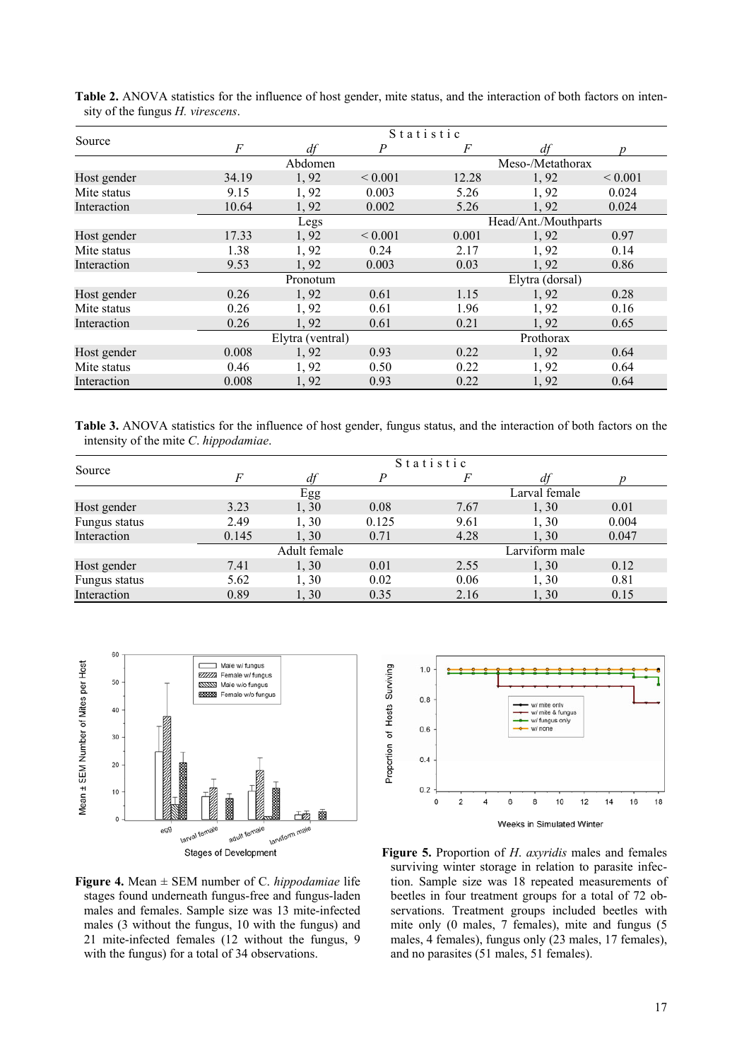**Table 2.** ANOVA statistics for the influence of host gender, mite status, and the interaction of both factors on intensity of the fungus *H. virescens*.

| Source | Statistic | | | | | |
|---|---|---|---|---|---|---|
| | *F* | *df* | *P* | *F* | *df* | *p* |
| | Abdomen | | | Meso-/Metathorax | | |
| Host gender | 34.19 | 1, 92 | < 0.001 | 12.28 | 1, 92 | < 0.001 |
| Mite status | 9.15 | 1, 92 | 0.003 | 5.26 | 1, 92 | 0.024 |
| Interaction | 10.64 | 1, 92 | 0.002 | 5.26 | 1, 92 | 0.024 |
| | Legs | | | Head/Ant./Mouthparts | | |
| Host gender | 17.33 | 1, 92 | < 0.001 | 0.001 | 1, 92 | 0.97 |
| Mite status | 1.38 | 1, 92 | 0.24 | 2.17 | 1, 92 | 0.14 |
| Interaction | 9.53 | 1, 92 | 0.003 | 0.03 | 1, 92 | 0.86 |
| | Pronotum | | | Elytra (dorsal) | | |
| Host gender | 0.26 | 1, 92 | 0.61 | 1.15 | 1, 92 | 0.28 |
| Mite status | 0.26 | 1, 92 | 0.61 | 1.96 | 1, 92 | 0.16 |
| Interaction | 0.26 | 1, 92 | 0.61 | 0.21 | 1, 92 | 0.65 |
| | Elytra (ventral) | | | Prothorax | | |
| Host gender | 0.008 | 1, 92 | 0.93 | 0.22 | 1, 92 | 0.64 |
| Mite status | 0.46 | 1, 92 | 0.50 | 0.22 | 1, 92 | 0.64 |
| Interaction | 0.008 | 1, 92 | 0.93 | 0.22 | 1, 92 | 0.64 |

**Table 3.** ANOVA statistics for the influence of host gender, fungus status, and the interaction of both factors on the intensity of the mite *C. hippodamiae*.

| Source | Statistic | | | | | |
|---|---|---|---|---|---|---|
| | *F* | *df* | *P* | *F* | *df* | *p* |
| | Egg | | | Larval female | | |
| Host gender | 3.23 | 1, 30 | 0.08 | 7.67 | 1, 30 | 0.01 |
| Fungus status | 2.49 | 1, 30 | 0.125 | 9.61 | 1, 30 | 0.004 |
| Interaction | 0.145 | 1, 30 | 0.71 | 4.28 | 1, 30 | 0.047 |
| | Adult female | | | Larviform male | | |
| Host gender | 7.41 | 1, 30 | 0.01 | 2.55 | 1, 30 | 0.12 |
| Fungus status | 5.62 | 1, 30 | 0.02 | 0.06 | 1, 30 | 0.81 |
| Interaction | 0.89 | 1, 30 | 0.35 | 2.16 | 1, 30 | 0.15 |

Mean ± SEM Number of Mites per Host
60
50
40
30
20
10
0
Male w/ fungus
Female w/ fungus
Male w/o fungus
Female w/o fungus
egg
larval female
adult female
larviform male
Stages of Development

**Figure 4.** Mean ± SEM number of C. *hippodamiae* life stages found underneath fungus-free and fungus-laden males and females. Sample size was 13 mite-infected males (3 without the fungus, 10 with the fungus) and 21 mite-infected females (12 without the fungus, 9 with the fungus) for a total of 34 observations.

Proportion of Hosts Surviving
1.0
0.8
0.6
0.4
0.2
0
2
4
6
8
10
12
14
16
18
w/ mite only
w/ mite & fungus
w/ fungus only
w/ none
Weeks in Simulated Winter

**Figure 5.** Proportion of *H. axyridis* males and females surviving winter storage in relation to parasite infection. Sample size was 18 repeated measurements of beetles in four treatment groups for a total of 72 observations. Treatment groups included beetles with mite only (0 males, 7 females), mite and fungus (5 males, 4 females), fungus only (23 males, 17 females), and no parasites (51 males, 51 females).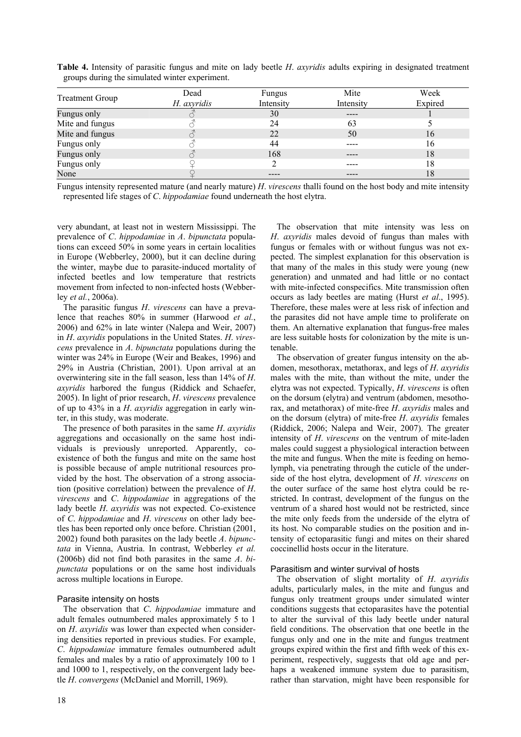**Table 4.** Intensity of parasitic fungus and mite on lady beetle *H. axyridis* adults expiring in designated treatment groups during the simulated winter experiment.

| Treatment Group | Dead *H. axyridis* | Fungus Intensity | Mite Intensity | Week Expired |
|---|---|---|---|---|
| Fungus only | ♂ | 30 | ---- | 1 |
| Mite and fungus | ♂ | 24 | 63 | 5 |
| Mite and fungus | ♂ | 22 | 50 | 16 |
| Fungus only | ♂ | 44 | ---- | 16 |
| Fungus only | ♂ | 168 | ---- | 18 |
| Fungus only | ♀ | 2 | ---- | 18 |
| None | ♀ | ---- | ---- | 18 |

Fungus intensity represented mature (and nearly mature) *H. virescens* thalli found on the host body and mite intensity represented life stages of *C. hippodamiae* found underneath the host elytra.

very abundant, at least not in western Mississippi. The prevalence of *C. hippodamiae* in *A. bipunctata* populations can exceed 50% in some years in certain localities in Europe (Webberley, 2000), but it can decline during the winter, maybe due to parasite-induced mortality of infected beetles and low temperature that restricts movement from infected to non-infected hosts (Webberley *et al.*, 2006a).

The parasitic fungus *H. virescens* can have a prevalence that reaches 80% in summer (Harwood *et al.*, 2006) and 62% in late winter (Nalepa and Weir, 2007) in *H. axyridis* populations in the United States. *H. virescens* prevalence in *A. bipunctata* populations during the winter was 24% in Europe (Weir and Beakes, 1996) and 29% in Austria (Christian, 2001). Upon arrival at an overwintering site in the fall season, less than 14% of *H. axyridis* harbored the fungus (Riddick and Schaefer, 2005). In light of prior research, *H. virescens* prevalence of up to 43% in a *H. axyridis* aggregation in early winter, in this study, was moderate.

The presence of both parasites in the same *H. axyridis* aggregations and occasionally on the same host individuals is previously unreported. Apparently, co-existence of both the fungus and mite on the same host is possible because of ample nutritional resources provided by the host. The observation of a strong association (positive correlation) between the prevalence of *H. virescens* and *C. hippodamiae* in aggregations of the lady beetle *H. axyridis* was not expected. Co-existence of *C. hippodamiae* and *H. virescens* on other lady beetles has been reported only once before. Christian (2001, 2002) found both parasites on the lady beetle *A. bipunctata* in Vienna, Austria. In contrast, Webberley *et al.* (2006b) did not find both parasites in the same *A. bipunctata* populations or on the same host individuals across multiple locations in Europe.

### Parasite intensity on hosts

The observation that *C. hippodamiae* immature and adult females outnumbered males approximately 5 to 1 on *H. axyridis* was lower than expected when considering densities reported in previous studies. For example, *C. hippodamiae* immature females outnumbered adult females and males by a ratio of approximately 100 to 1 and 1000 to 1, respectively, on the convergent lady beetle *H. convergens* (McDaniel and Morrill, 1969).

The observation that mite intensity was less on *H. axyridis* males devoid of fungus than males with fungus or females with or without fungus was not expected. The simplest explanation for this observation is that many of the males in this study were young (new generation) and unmated and had little or no contact with mite-infected conspecifics. Mite transmission often occurs as lady beetles are mating (Hurst *et al*., 1995). Therefore, these males were at less risk of infection and the parasites did not have ample time to proliferate on them. An alternative explanation that fungus-free males are less suitable hosts for colonization by the mite is untenable.

The observation of greater fungus intensity on the abdomen, mesothorax, metathorax, and legs of *H. axyridis* males with the mite, than without the mite, under the elytra was not expected. Typically, *H. virescens* is often on the dorsum (elytra) and ventrum (abdomen, mesothorax, and metathorax) of mite-free *H. axyridis* males and on the dorsum (elytra) of mite-free *H. axyridis* females (Riddick, 2006; Nalepa and Weir, 2007). The greater intensity of *H. virescens* on the ventrum of mite-laden males could suggest a physiological interaction between the mite and fungus. When the mite is feeding on hemolymph, via penetrating through the cuticle of the underside of the host elytra, development of *H. virescens* on the outer surface of the same host elytra could be restricted. In contrast, development of the fungus on the ventrum of a shared host would not be restricted, since the mite only feeds from the underside of the elytra of its host. No comparable studies on the position and intensity of ectoparasitic fungi and mites on their shared coccinellid hosts occur in the literature.

### Parasitism and winter survival of hosts

The observation of slight mortality of *H. axyridis* adults, particularly males, in the mite and fungus and fungus only treatment groups under simulated winter conditions suggests that ectoparasites have the potential to alter the survival of this lady beetle under natural field conditions. The observation that one beetle in the fungus only and one in the mite and fungus treatment groups expired within the first and fifth week of this experiment, respectively, suggests that old age and perhaps a weakened immune system due to parasitism, rather than starvation, might have been responsible for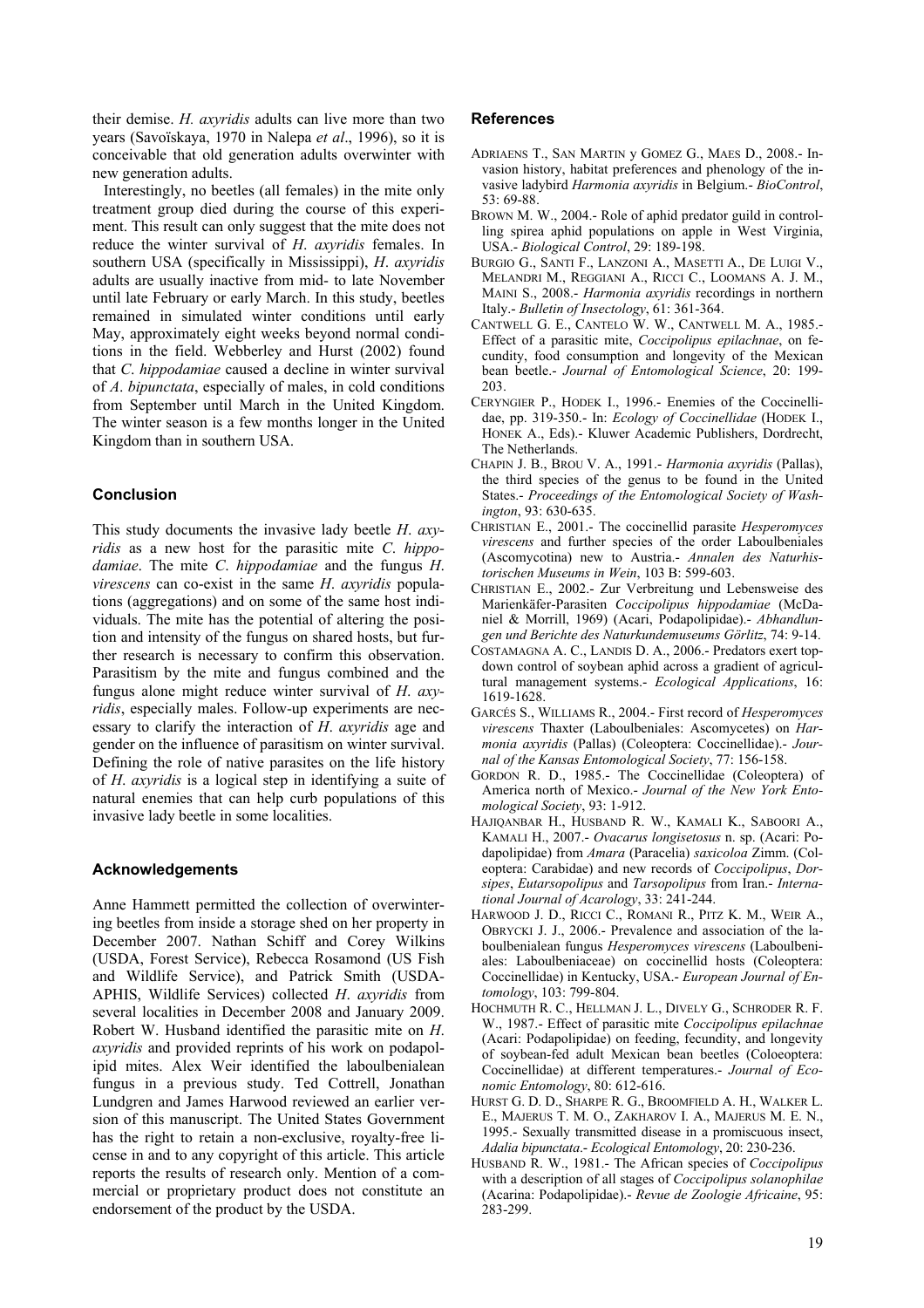their demise. *H. axyridis* adults can live more than two years (Savoïskaya, 1970 in Nalepa *et al*., 1996), so it is conceivable that old generation adults overwinter with new generation adults.

Interestingly, no beetles (all females) in the mite only treatment group died during the course of this experiment. This result can only suggest that the mite does not reduce the winter survival of *H. axyridis* females. In southern USA (specifically in Mississippi), *H. axyridis* adults are usually inactive from mid- to late November until late February or early March. In this study, beetles remained in simulated winter conditions until early May, approximately eight weeks beyond normal conditions in the field. Webberley and Hurst (2002) found that *C. hippodamiae* caused a decline in winter survival of *A. bipunctata*, especially of males, in cold conditions from September until March in the United Kingdom. The winter season is a few months longer in the United Kingdom than in southern USA.

## Conclusion

This study documents the invasive lady beetle *H. axyridis* as a new host for the parasitic mite *C. hippodamiae*. The mite *C. hippodamiae* and the fungus *H. virescens* can co-exist in the same *H. axyridis* populations (aggregations) and on some of the same host individuals. The mite has the potential of altering the position and intensity of the fungus on shared hosts, but further research is necessary to confirm this observation. Parasitism by the mite and fungus combined and the fungus alone might reduce winter survival of *H. axyridis*, especially males. Follow-up experiments are necessary to clarify the interaction of *H. axyridis* age and gender on the influence of parasitism on winter survival. Defining the role of native parasites on the life history of *H. axyridis* is a logical step in identifying a suite of natural enemies that can help curb populations of this invasive lady beetle in some localities.

## Acknowledgements

Anne Hammett permitted the collection of overwintering beetles from inside a storage shed on her property in December 2007. Nathan Schiff and Corey Wilkins (USDA, Forest Service), Rebecca Rosamond (US Fish and Wildlife Service), and Patrick Smith (USDA-APHIS, Wildlife Services) collected *H. axyridis* from several localities in December 2008 and January 2009. Robert W. Husband identified the parasitic mite on *H. axyridis* and provided reprints of his work on podapolipid mites. Alex Weir identified the laboulbenialean fungus in a previous study. Ted Cottrell, Jonathan Lundgren and James Harwood reviewed an earlier version of this manuscript. The United States Government has the right to retain a non-exclusive, royalty-free license in and to any copyright of this article. This article reports the results of research only. Mention of a commercial or proprietary product does not constitute an endorsement of the product by the USDA.

## References

ADRIAENS T., SAN MARTIN y GOMEZ G., MAES D., 2008.- Invasion history, habitat preferences and phenology of the invasive ladybird *Harmonia axyridis* in Belgium.- *BioControl*, 53: 69-88.

BROWN M. W., 2004.- Role of aphid predator guild in controlling spirea aphid populations on apple in West Virginia, USA.- *Biological Control*, 29: 189-198.

BURGIO G., SANTI F., LANZONI A., MASETTI A., DE LUIGI V., MELANDRI M., REGGIANI A., RICCI C., LOOMANS A. J. M., MAINI S., 2008.- *Harmonia axyridis* recordings in northern Italy.- *Bulletin of Insectology*, 61: 361-364.

CANTWELL G. E., CANTELO W. W., CANTWELL M. A., 1985.- Effect of a parasitic mite, *Coccipolipus epilachnae*, on fecundity, food consumption and longevity of the Mexican bean beetle.- *Journal of Entomological Science*, 20: 199-203.

CERYNGIER P., HODEK I., 1996.- Enemies of the Coccinellidae, pp. 319-350.- In: *Ecology of Coccinellidae* (HODEK I., HONEK A., Eds).- Kluwer Academic Publishers, Dordrecht, The Netherlands.

CHAPIN J. B., BROU V. A., 1991.- *Harmonia axyridis* (Pallas), the third species of the genus to be found in the United States.- *Proceedings of the Entomological Society of Washington*, 93: 630-635.

CHRISTIAN E., 2001.- The coccinellid parasite *Hesperomyces virescens* and further species of the order Laboulbeniales (Ascomycotina) new to Austria.- *Annalen des Naturhistorischen Museums in Wein*, 103 B: 599-603.

CHRISTIAN E., 2002.- Zur Verbreitung und Lebensweise des Marienkäfer-Parasiten *Coccipolipus hippodamiae* (McDaniel & Morrill, 1969) (Acari, Podapolipidae).- *Abhandlungen und Berichte des Naturkundemuseums Görlitz*, 74: 9-14.

COSTAMAGNA A. C., LANDIS D. A., 2006.- Predators exert top-down control of soybean aphid across a gradient of agricultural management systems.- *Ecological Applications*, 16: 1619-1628.

GARCÉS S., WILLIAMS R., 2004.- First record of *Hesperomyces virescens* Thaxter (Laboulbeniales: Ascomycetes) on *Harmonia axyridis* (Pallas) (Coleoptera: Coccinellidae).- *Journal of the Kansas Entomological Society*, 77: 156-158.

GORDON R. D., 1985.- The Coccinellidae (Coleoptera) of America north of Mexico.- *Journal of the New York Entomological Society*, 93: 1-912.

HAJIQANBAR H., HUSBAND R. W., KAMALI K., SABOORI A., KAMALI H., 2007.- *Ovacarus longisetosus* n. sp. (Acari: Podapolipidae) from *Amara* (Paracelia) *saxicoloa* Zimm. (Coleoptera: Carabidae) and new records of *Coccipolipus*, *Dorsipes*, *Eutarsopolipus* and *Tarsopolipus* from Iran.- *International Journal of Acarology*, 33: 241-244.

HARWOOD J. D., RICCI C., ROMANI R., PITZ K. M., WEIR A., OBRYCKI J. J., 2006.- Prevalence and association of the laboulbenialean fungus *Hesperomyces virescens* (Laboulbeniales: Laboulbeniaceae) on coccinellid hosts (Coleoptera: Coccinellidae) in Kentucky, USA.- *European Journal of Entomology*, 103: 799-804.

HOCHMUTH R. C., HELLMAN J. L., DIVELY G., SCHRODER R. F. W., 1987.- Effect of parasitic mite *Coccipolipus epilachnae* (Acari: Podapolipidae) on feeding, fecundity, and longevity of soybean-fed adult Mexican bean beetles (Coloeoptera: Coccinellidae) at different temperatures.- *Journal of Economic Entomology*, 80: 612-616.

HURST G. D. D., SHARPE R. G., BROOMFIELD A. H., WALKER L. E., MAJERUS T. M. O., ZAKHAROV I. A., MAJERUS M. E. N., 1995.- Sexually transmitted disease in a promiscuous insect, *Adalia bipunctata*.- *Ecological Entomology*, 20: 230-236.

HUSBAND R. W., 1981.- The African species of *Coccipolipus* with a description of all stages of *Coccipolipus solanophilae* (Acarina: Podapolipidae).- *Revue de Zoologie Africaine*, 95: 283-299.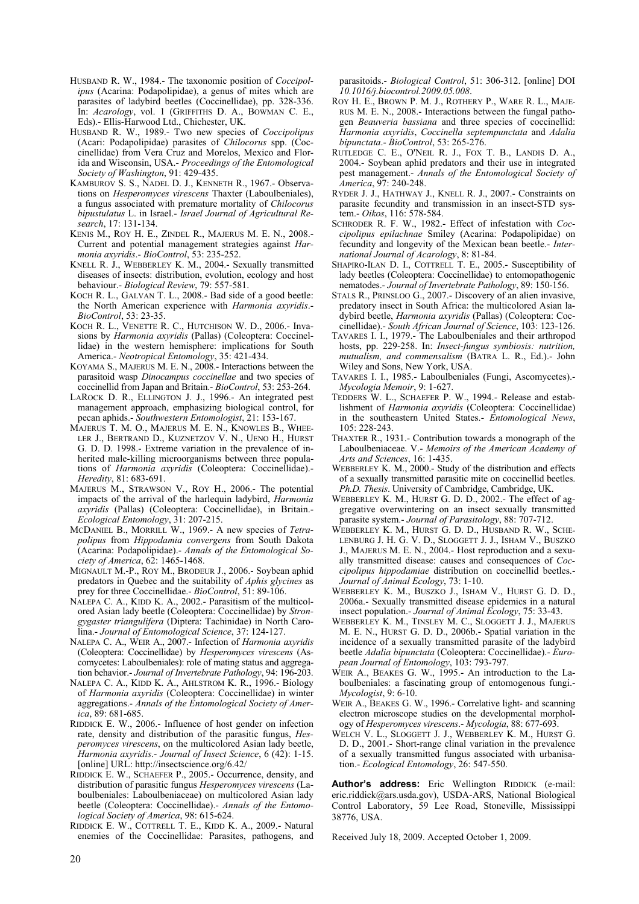HUSBAND R. W., 1984.- The taxonomic position of *Coccipolipus* (Acarina: Podapolipidae), a genus of mites which are parasites of ladybird beetles (Coccinellidae), pp. 328-336. In: *Acarology*, vol. 1 (GRIFFITHS D. A., BOWMAN C. E., Eds).- Ellis-Harwood Ltd., Chichester, UK.

HUSBAND R. W., 1989.- Two new species of *Coccipolipus* (Acari: Podapolipidae) parasites of *Chilocorus* spp. (Coccinellidae) from Vera Cruz and Morelos, Mexico and Florida and Wisconsin, USA.- *Proceedings of the Entomological Society of Washington*, 91: 429-435.

KAMBUROV S. S., NADEL D. J., KENNETH R., 1967.- Observations on *Hesperomyces virescens* Thaxter (Laboulbeniales), a fungus associated with premature mortality of *Chilocorus bipustulatus* L. in Israel.- *Israel Journal of Agricultural Research*, 17: 131-134.

KENIS M., ROY H. E., ZINDEL R., MAJERUS M. E. N., 2008.- Current and potential management strategies against *Harmonia axyridis*.- *BioControl*, 53: 235-252.

KNELL R. J., WEBBERLEY K. M., 2004.- Sexually transmitted diseases of insects: distribution, evolution, ecology and host behaviour.- *Biological Review*, 79: 557-581.

KOCH R. L., GALVAN T. L., 2008.- Bad side of a good beetle: the North American experience with *Harmonia axyridis*.- *BioControl*, 53: 23-35.

KOCH R. L., VENETTE R. C., HUTCHISON W. D., 2006.- Invasions by *Harmonia axyridis* (Pallas) (Coleoptera: Coccinellidae) in the western hemisphere: implications for South America.- *Neotropical Entomology*, 35: 421-434.

KOYAMA S., MAJERUS M. E. N., 2008.- Interactions between the parasitoid wasp *Dinocampus coccinellae* and two species of coccinellid from Japan and Britain.- *BioControl*, 53: 253-264.

LAROCK D. R., ELLINGTON J. J., 1996.- An integrated pest management approach, emphasizing biological control, for pecan aphids.- *Southwestern Entomologist*, 21: 153-167.

MAJERUS T. M. O., MAJERUS M. E. N., KNOWLES B., WHEELER J., BERTRAND D., KUZNETZOV V. N., UENO H., HURST G. D. D. 1998.- Extreme variation in the prevalence of inherited male-killing microorganisms between three populations of *Harmonia axyridis* (Coleoptera: Coccinellidae).- *Heredity*, 81: 683-691.

MAJERUS M., STRAWSON V., ROY H., 2006.- The potential impacts of the arrival of the harlequin ladybird, *Harmonia axyridis* (Pallas) (Coleoptera: Coccinellidae), in Britain.- *Ecological Entomology*, 31: 207-215.

MCDANIEL B., MORRILL W., 1969.- A new species of *Tetrapolipus* from *Hippodamia convergens* from South Dakota (Acarina: Podapolipidae).- *Annals of the Entomological Society of America*, 62: 1465-1468.

MIGNAULT M.-P., ROY M., BRODEUR J., 2006.- Soybean aphid predators in Quebec and the suitability of *Aphis glycines* as prey for three Coccinellidae.- *BioControl*, 51: 89-106.

NALEPA C. A., KIDD K. A., 2002.- Parasitism of the multicolored Asian lady beetle (Coleoptera: Coccinellidae) by *Strongygaster triangulifera* (Diptera: Tachinidae) in North Carolina.- *Journal of Entomological Science*, 37: 124-127.

NALEPA C. A., WEIR A., 2007.- Infection of *Harmonia axyridis* (Coleoptera: Coccinellidae) by *Hesperomyces virescens* (Ascomycetes: Laboulbeniales): role of mating status and aggregation behavior.- *Journal of Invertebrate Pathology*, 94: 196-203.

NALEPA C. A., KIDD K. A., AHLSTROM K. R., 1996.- Biology of *Harmonia axyridis* (Coleoptera: Coccinellidae) in winter aggregations.- *Annals of the Entomological Society of America*, 89: 681-685.

RIDDICK E. W., 2006.- Influence of host gender on infection rate, density and distribution of the parasitic fungus, *Hesperomyces virescens*, on the multicolored Asian lady beetle, *Harmonia axyridis*.- *Journal of Insect Science*, 6 (42): 1-15. [online] URL: http://insectscience.org/6.42/

RIDDICK E. W., SCHAEFER P., 2005.- Occurrence, density, and distribution of parasitic fungus *Hesperomyces virescens* (Laboulbeniales: Laboulbeniaceae) on multicolored Asian lady beetle (Coleoptera: Coccinellidae).- *Annals of the Entomological Society of America*, 98: 615-624.

RIDDICK E. W., COTTRELL T. E., KIDD K. A., 2009.- Natural enemies of the Coccinellidae: Parasites, pathogens, and parasitoids.- *Biological Control*, 51: 306-312. [online] DOI *10.1016/j.biocontrol.2009.05.008*.

ROY H. E., BROWN P. M. J., ROTHERY P., WARE R. L., MAJERUS M. E. N., 2008.- Interactions between the fungal pathogen *Beauveria bassiana* and three species of coccinellid: *Harmonia axyridis*, *Coccinella septempunctata* and *Adalia bipunctata*.- *BioControl*, 53: 265-276.

RUTLEDGE C. E., O'NEIL R. J., FOX T. B., LANDIS D. A., 2004.- Soybean aphid predators and their use in integrated pest management.- *Annals of the Entomological Society of America*, 97: 240-248.

RYDER J. J., HATHWAY J., KNELL R. J., 2007.- Constraints on parasite fecundity and transmission in an insect-STD system.- *Oikos*, 116: 578-584.

SCHRODER R. F. W., 1982.- Effect of infestation with *Coccipolipus epilachnae* Smiley (Acarina: Podapolipidae) on fecundity and longevity of the Mexican bean beetle.- *International Journal of Acarology*, 8: 81-84.

SHAPIRO-ILAN D. I., COTTRELL T. E., 2005.- Susceptibility of lady beetles (Coleoptera: Coccinellidae) to entomopathogenic nematodes.- *Journal of Invertebrate Pathology*, 89: 150-156.

STALS R., PRINSLOO G., 2007.- Discovery of an alien invasive, predatory insect in South Africa: the multicolored Asian ladybird beetle, *Harmonia axyridis* (Pallas) (Coleoptera: Coccinellidae).- *South African Journal of Science*, 103: 123-126.

TAVARES I. I., 1979.- The Laboulbeniales and their arthropod hosts, pp. 229-258. In: *Insect-fungus symbiosis: nutrition, mutualism, and commensalism* (BATRA L. R., Ed.).- John Wiley and Sons, New York, USA.

TAVARES I. I., 1985.- Laboulbeniales (Fungi, Ascomycetes).- *Mycologia Memoir*, 9: 1-627.

TEDDERS W. L., SCHAEFER P. W., 1994.- Release and establishment of *Harmonia axyridis* (Coleoptera: Coccinellidae) in the southeastern United States.- *Entomological News*, 105: 228-243.

THAXTER R., 1931.- Contribution towards a monograph of the Laboulbeniaceae. V.- *Memoirs of the American Academy of Arts and Sciences*, 16: 1-435.

WEBBERLEY K. M., 2000.- Study of the distribution and effects of a sexually transmitted parasitic mite on coccinellid beetles. *Ph.D. Thesis*. University of Cambridge, Cambridge, UK.

WEBBERLEY K. M., HURST G. D. D., 2002.- The effect of aggregative overwintering on an insect sexually transmitted parasite system.- *Journal of Parasitology*, 88: 707-712.

WEBBERLEY K. M., HURST G. D. D., HUSBAND R. W., SCHULENBURG J. H. G. V. D., SLOGGETT J. J., ISHAM V., BUSZKO J., MAJERUS M. E. N., 2004.- Host reproduction and a sexually transmitted disease: causes and consequences of *Coccipolipus hippodamiae* distribution on coccinellid beetles.- *Journal of Animal Ecology*, 73: 1-10.

WEBBERLEY K. M., BUSZKO J., ISHAM V., HURST G. D. D., 2006a.- Sexually transmitted disease epidemics in a natural insect population.- *Journal of Animal Ecology*, 75: 33-43.

WEBBERLEY K. M., TINSLEY M. C., SLOGGETT J. J., MAJERUS M. E. N., HURST G. D. D., 2006b.- Spatial variation in the incidence of a sexually transmitted parasite of the ladybird beetle *Adalia bipunctata* (Coleoptera: Coccinellidae).- *European Journal of Entomology*, 103: 793-797.

WEIR A., BEAKES G. W., 1995.- An introduction to the Laboulbeniales: a fascinating group of entomogenous fungi.- *Mycologist*, 9: 6-10.

WEIR A., BEAKES G. W., 1996.- Correlative light- and scanning electron microscope studies on the developmental morphology of *Hesperomyces virescens*.- *Mycologia*, 88: 677-693.

WELCH V. L., SLOGGETT J. J., WEBBERLEY K. M., HURST G. D. D., 2001.- Short-range clinal variation in the prevalence of a sexually transmitted fungus associated with urbanisation.- *Ecological Entomology*, 26: 547-550.

**Author's address:** Eric Wellington RIDDICK (e-mail: eric.riddick@ars.usda.gov), USDA-ARS, National Biological Control Laboratory, 59 Lee Road, Stoneville, Mississippi 38776, USA.

Received July 18, 2009. Accepted October 1, 2009.